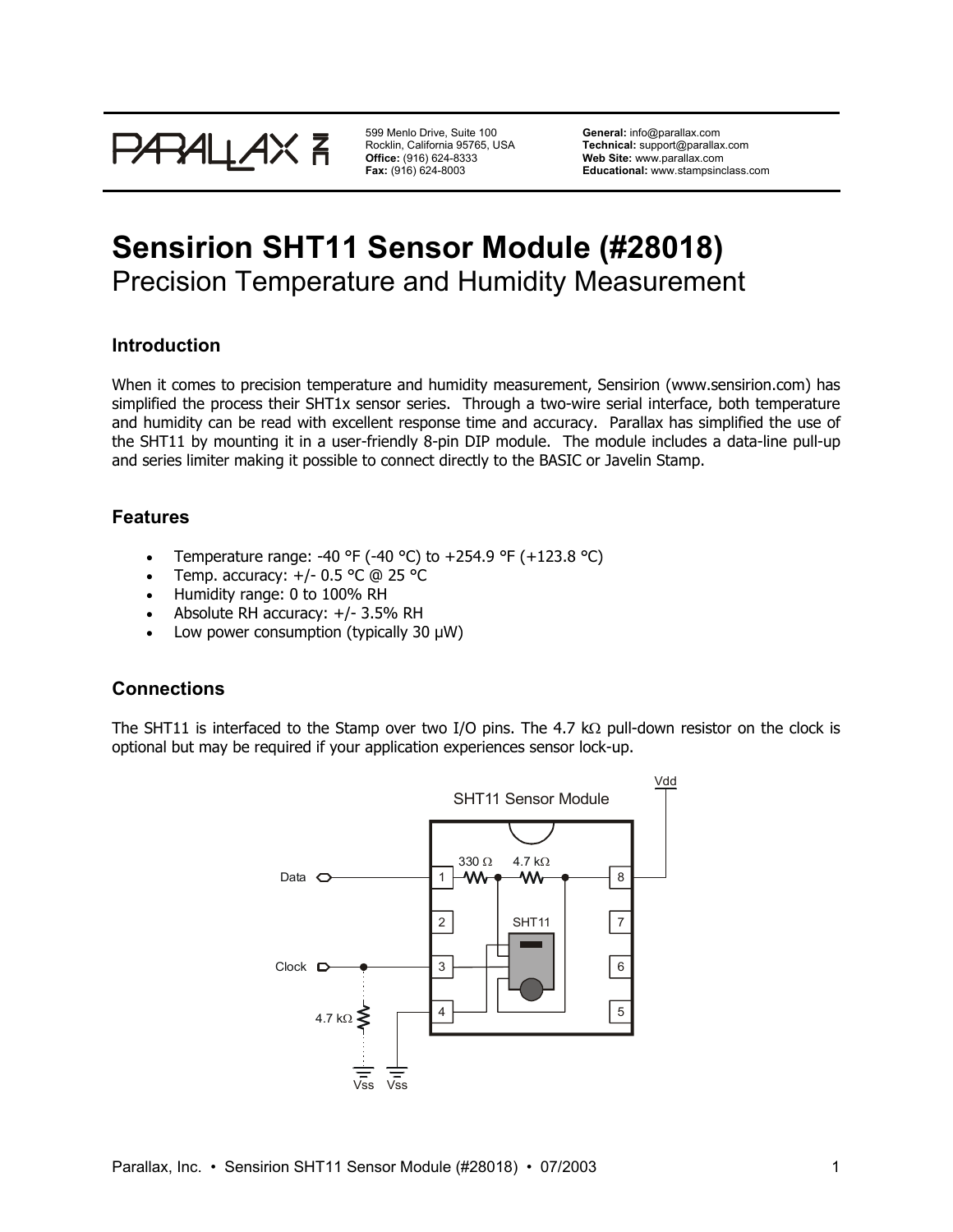599 Menlo Drive, Suite 100
Rocklin, California 95765, USA
**Office:** (916) 624-8333
**Fax:** (916) 624-8003

**General:** info@parallax.com
**Technical:** support@parallax.com
**Web Site:** www.parallax.com
**Educational:** www.stampsinclass.com

# Sensirion SHT11 Sensor Module (#28018)

## Precision Temperature and Humidity Measurement

### Introduction

When it comes to precision temperature and humidity measurement, Sensirion (www.sensirion.com) has simplified the process their SHT1x sensor series. Through a two-wire serial interface, both temperature and humidity can be read with excellent response time and accuracy. Parallax has simplified the use of the SHT11 by mounting it in a user-friendly 8-pin DIP module. The module includes a data-line pull-up and series limiter making it possible to connect directly to the BASIC or Javelin Stamp.

### Features

- Temperature range: -40 °F (-40 °C) to +254.9 °F (+123.8 °C)
- Temp. accuracy: +/- 0.5 °C @ 25 °C
- Humidity range: 0 to 100% RH
- Absolute RH accuracy: +/- 3.5% RH
- Low power consumption (typically 30 µW)

### Connections

The SHT11 is interfaced to the Stamp over two I/O pins. The 4.7 kΩ pull-down resistor on the clock is optional but may be required if your application experiences sensor lock-up.

SHT11 Sensor Module

Vdd

330 Ω 4.7 kΩ

Data 1 8

2 SHT11 7

Clock 3 6

4.7 kΩ 4 5

Vss Vss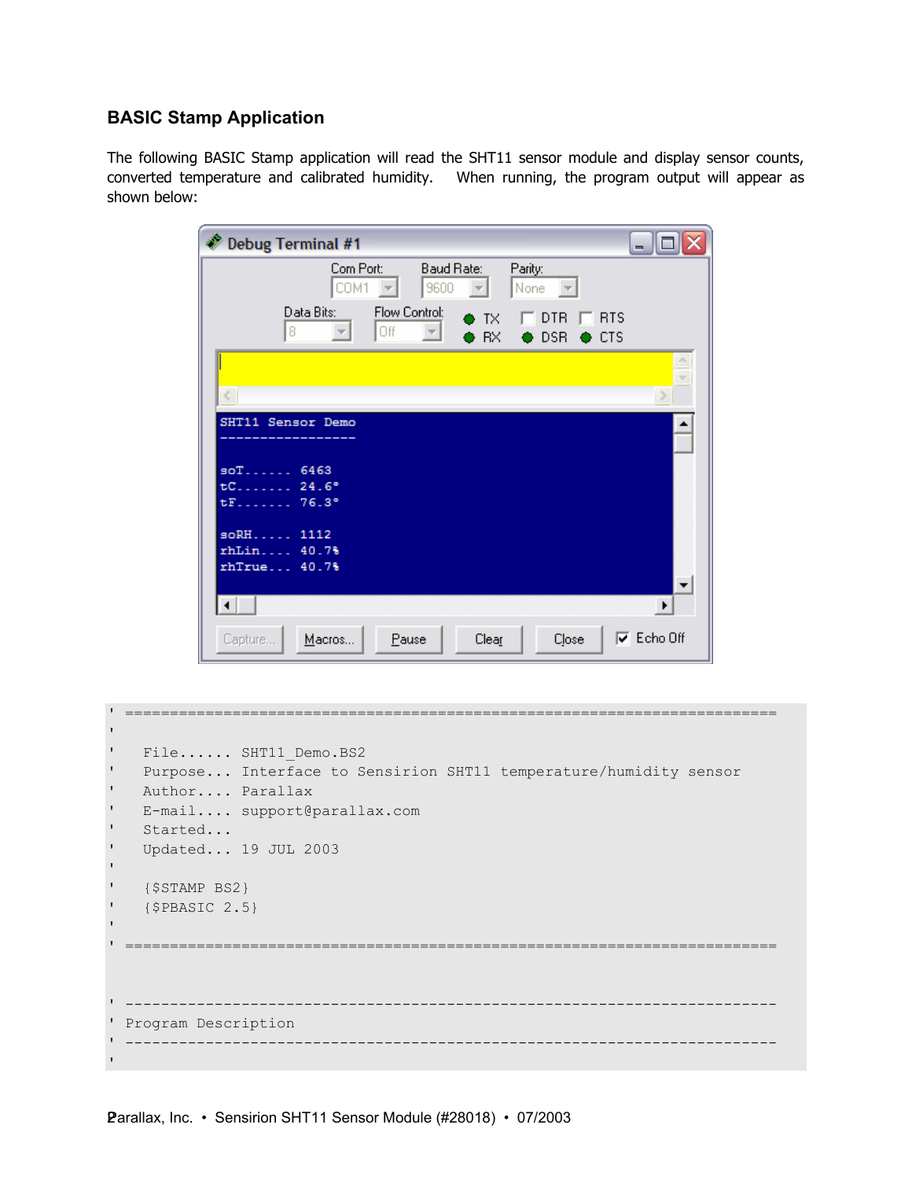### BASIC Stamp Application

The following BASIC Stamp application will read the SHT11 sensor module and display sensor counts, converted temperature and calibrated humidity. When running, the program output will appear as shown below:

```
' =========================================================================
'
'   File...... SHT11_Demo.BS2
'   Purpose... Interface to Sensirion SHT11 temperature/humidity sensor
'   Author.... Parallax
'   E-mail.... support@parallax.com
'   Started...
'   Updated... 19 JUL 2003
'
'   {$STAMP BS2}
'   {$PBASIC 2.5}
'
' =========================================================================


' -------------------------------------------------------------------------
' Program Description
' -------------------------------------------------------------------------
'
```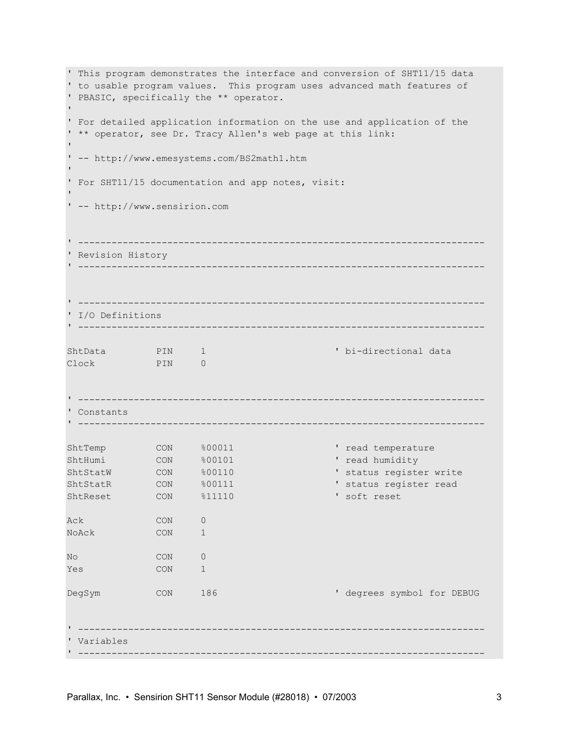```
' This program demonstrates the interface and conversion of SHT11/15 data
' to usable program values.  This program uses advanced math features of
' PBASIC, specifically the ** operator.
'
' For detailed application information on the use and application of the
' ** operator, see Dr. Tracy Allen's web page at this link:
'
' -- http://www.emesystems.com/BS2math1.htm
'
' For SHT11/15 documentation and app notes, visit:
'
' -- http://www.sensirion.com


' -----------------------------------------------------------------------
' Revision History
' -----------------------------------------------------------------------



' -----------------------------------------------------------------------
' I/O Definitions
' -----------------------------------------------------------------------

ShtData         PIN     1                       ' bi-directional data
Clock           PIN     0


' -----------------------------------------------------------------------
' Constants
' -----------------------------------------------------------------------

ShtTemp         CON     %00011                  ' read temperature
ShtHumi         CON     %00101                  ' read humidity
ShtStatW        CON     %00110                  ' status register write
ShtStatR        CON     %00111                  ' status register read
ShtReset        CON     %11110                  ' soft reset

Ack             CON     0
NoAck           CON     1

No              CON     0
Yes             CON     1

DegSym          CON     186                     ' degrees symbol for DEBUG


' -----------------------------------------------------------------------
' Variables
' -----------------------------------------------------------------------
```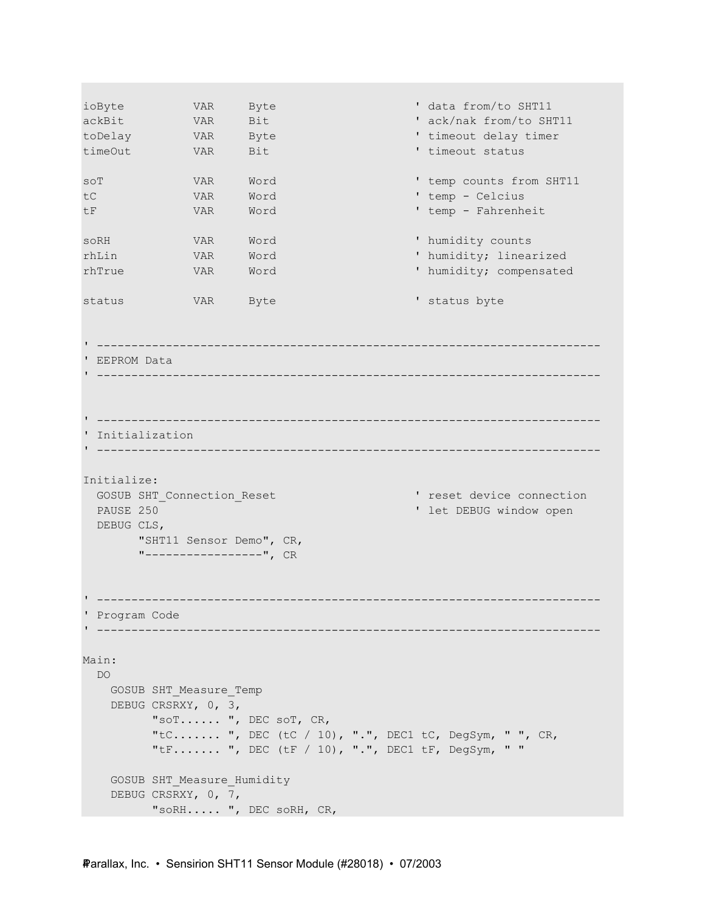```
ioByte          VAR     Byte                        ' data from/to SHT11
ackBit          VAR     Bit                         ' ack/nak from/to SHT11
toDelay         VAR     Byte                        ' timeout delay timer
timeOut         VAR     Bit                         ' timeout status

soT             VAR     Word                        ' temp counts from SHT11
tC              VAR     Word                        ' temp - Celcius
tF              VAR     Word                        ' temp - Fahrenheit

soRH            VAR     Word                        ' humidity counts
rhLin           VAR     Word                        ' humidity; linearized
rhTrue          VAR     Word                        ' humidity; compensated

status          VAR     Byte                        ' status byte


' -------------------------------------------------------------------------
' EEPROM Data
' -------------------------------------------------------------------------



' -------------------------------------------------------------------------
' Initialization
' -------------------------------------------------------------------------

Initialize:
  GOSUB SHT_Connection_Reset                        ' reset device connection
  PAUSE 250                                         ' let DEBUG window open
  DEBUG CLS,
        "SHT11 Sensor Demo", CR,
        "-----------------", CR


' -------------------------------------------------------------------------
' Program Code
' -------------------------------------------------------------------------

Main:
  DO
    GOSUB SHT_Measure_Temp
    DEBUG CRSRXY, 0, 3,
          "soT...... ", DEC soT, CR,
          "tC....... ", DEC (tC / 10), ".", DEC1 tC, DegSym, " ", CR,
          "tF....... ", DEC (tF / 10), ".", DEC1 tF, DegSym, " "

    GOSUB SHT_Measure_Humidity
    DEBUG CRSRXY, 0, 7,
          "soRH..... ", DEC soRH, CR,
```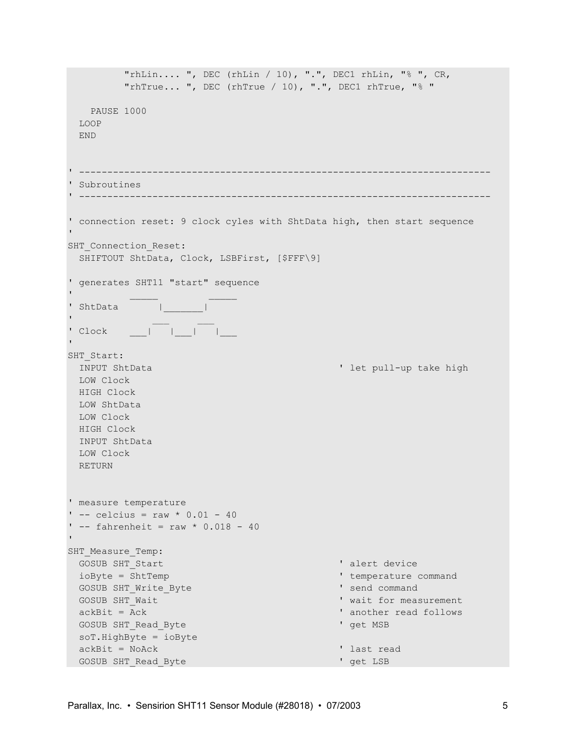```
        "rhLin.... ", DEC (rhLin / 10), ".", DEC1 rhLin, "% ", CR,
        "rhTrue... ", DEC (rhTrue / 10), ".", DEC1 rhTrue, "% "

    PAUSE 1000
  LOOP
  END


' -------------------------------------------------------------------------
' Subroutines
' -------------------------------------------------------------------------

' connection reset: 9 clock cyles with ShtData high, then start sequence
'
SHT_Connection_Reset:
  SHIFTOUT ShtData, Clock, LSBFirst, [$FFF\9]

' generates SHT11 "start" sequence
'          _____         _____
' ShtData       |_______|
'              ___     ___
' Clock    ___|   |___|   |___
'
SHT_Start:
  INPUT ShtData                                 ' let pull-up take high
  LOW Clock
  HIGH Clock
  LOW ShtData
  LOW Clock
  HIGH Clock
  INPUT ShtData
  LOW Clock
  RETURN


' measure temperature
' -- celcius = raw * 0.01 - 40
' -- fahrenheit = raw * 0.018 - 40
'
SHT_Measure_Temp:
  GOSUB SHT_Start                               ' alert device
  ioByte = ShtTemp                              ' temperature command
  GOSUB SHT_Write_Byte                          ' send command
  GOSUB SHT_Wait                                ' wait for measurement
  ackBit = Ack                                  ' another read follows
  GOSUB SHT_Read_Byte                           ' get MSB
  soT.HighByte = ioByte
  ackBit = NoAck                                ' last read
  GOSUB SHT_Read_Byte                           ' get LSB
```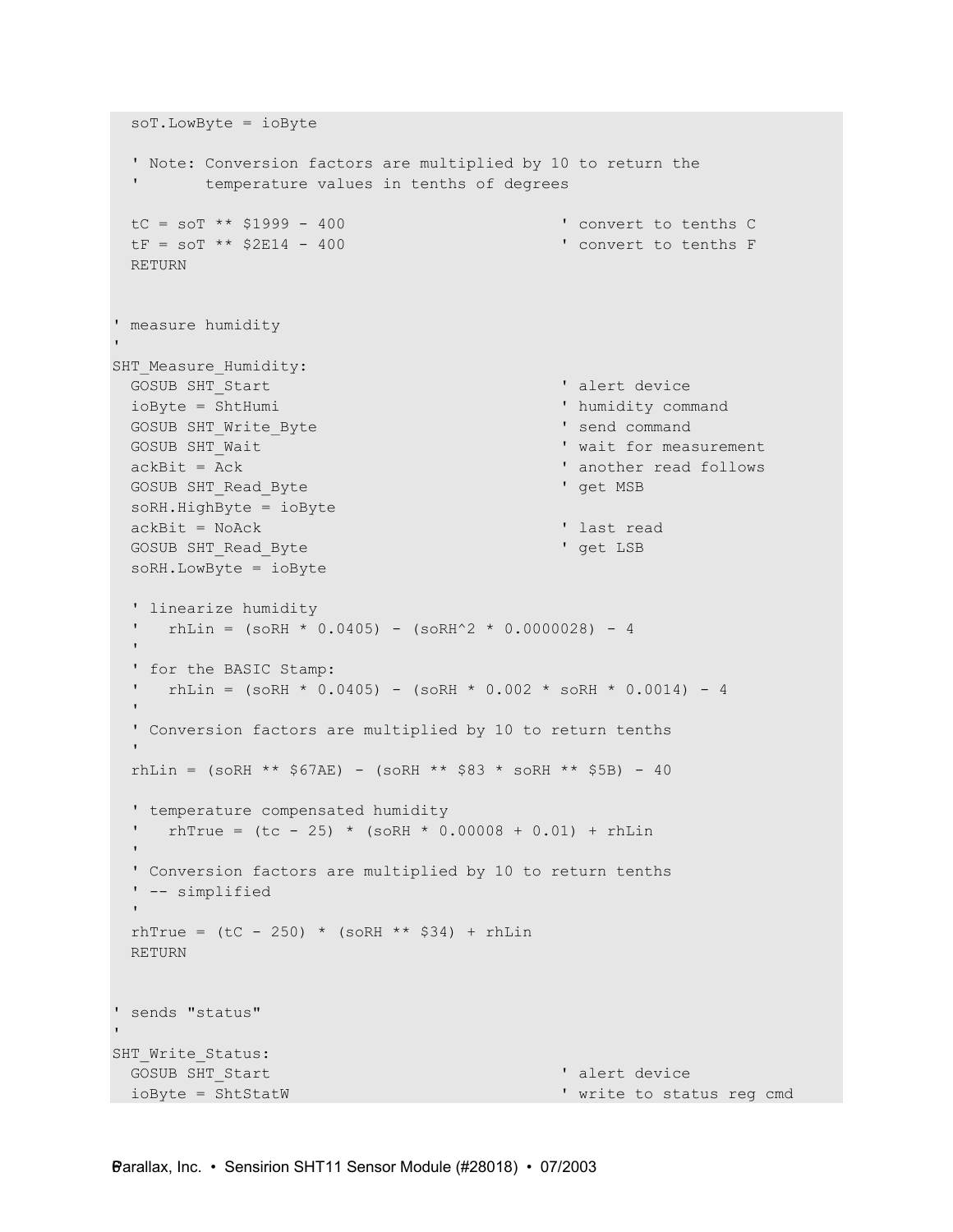```
  soT.LowByte = ioByte

  ' Note: Conversion factors are multiplied by 10 to return the
  '       temperature values in tenths of degrees

  tC = soT ** $1999 - 400                         ' convert to tenths C
  tF = soT ** $2E14 - 400                         ' convert to tenths F
  RETURN


' measure humidity
'
SHT_Measure_Humidity:
  GOSUB SHT_Start                                 ' alert device
  ioByte = ShtHumi                                ' humidity command
  GOSUB SHT_Write_Byte                            ' send command
  GOSUB SHT_Wait                                  ' wait for measurement
  ackBit = Ack                                    ' another read follows
  GOSUB SHT_Read_Byte                             ' get MSB
  soRH.HighByte = ioByte
  ackBit = NoAck                                  ' last read
  GOSUB SHT_Read_Byte                             ' get LSB
  soRH.LowByte = ioByte

  ' linearize humidity
  '   rhLin = (soRH * 0.0405) - (soRH^2 * 0.0000028) - 4
  '
  ' for the BASIC Stamp:
  '   rhLin = (soRH * 0.0405) - (soRH * 0.002 * soRH * 0.0014) - 4
  '
  ' Conversion factors are multiplied by 10 to return tenths
  '
  rhLin = (soRH ** $67AE) - (soRH ** $83 * soRH ** $5B) - 40

  ' temperature compensated humidity
  '   rhTrue = (tc - 25) * (soRH * 0.00008 + 0.01) + rhLin
  '
  ' Conversion factors are multiplied by 10 to return tenths
  ' -- simplified
  '
  rhTrue = (tC - 250) * (soRH ** $34) + rhLin
  RETURN


' sends "status"
'
SHT_Write_Status:
  GOSUB SHT_Start                                 ' alert device
  ioByte = ShtStatW                               ' write to status reg cmd
```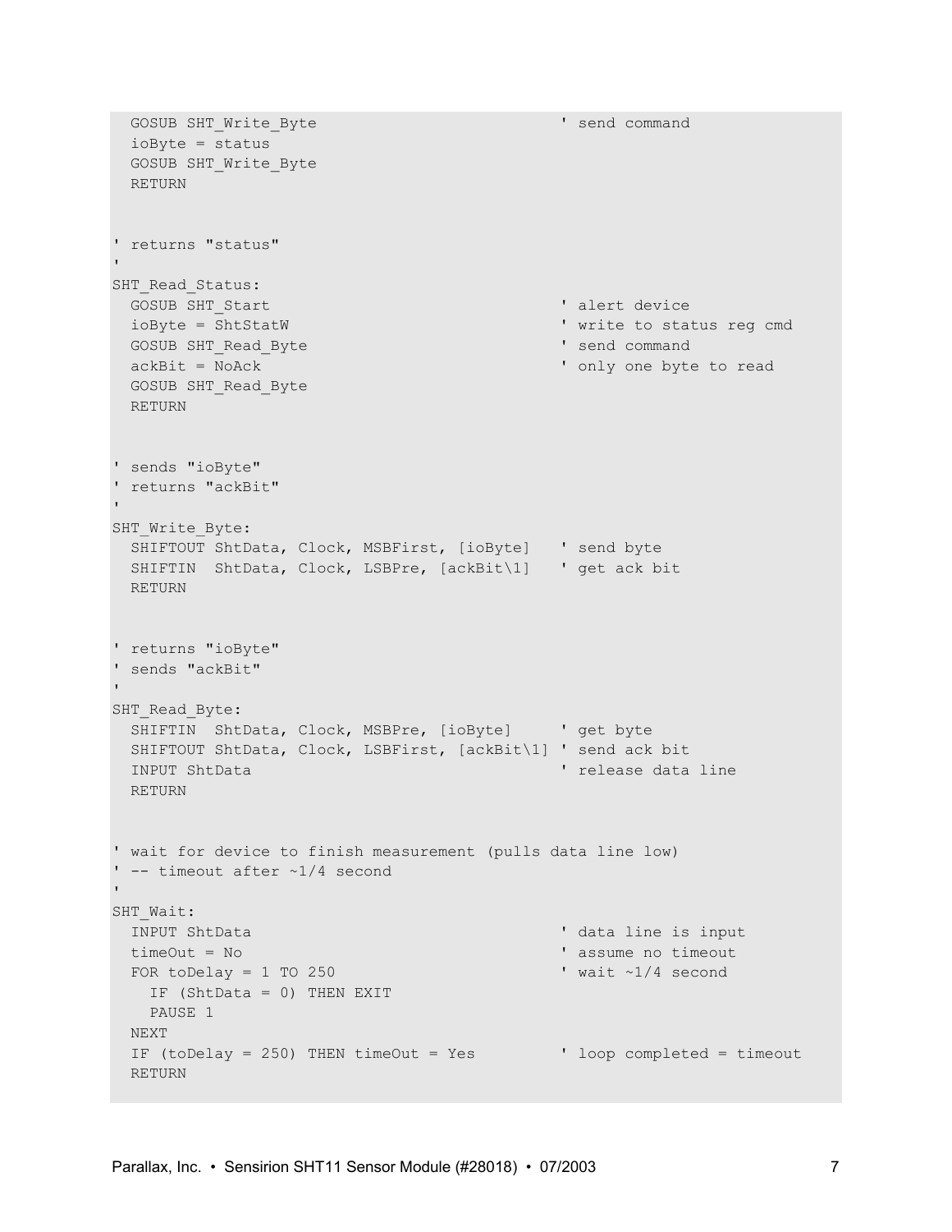```
  GOSUB SHT_Write_Byte                          ' send command
  ioByte = status
  GOSUB SHT_Write_Byte
  RETURN


' returns "status"
'
SHT_Read_Status:
  GOSUB SHT_Start                               ' alert device
  ioByte = ShtStatW                             ' write to status reg cmd
  GOSUB SHT_Read_Byte                           ' send command
  ackBit = NoAck                                ' only one byte to read
  GOSUB SHT_Read_Byte
  RETURN


' sends "ioByte"
' returns "ackBit"
'
SHT_Write_Byte:
  SHIFTOUT ShtData, Clock, MSBFirst, [ioByte]   ' send byte
  SHIFTIN  ShtData, Clock, LSBPre, [ackBit\1]   ' get ack bit
  RETURN


' returns "ioByte"
' sends "ackBit"
'
SHT_Read_Byte:
  SHIFTIN  ShtData, Clock, MSBPre, [ioByte]     ' get byte
  SHIFTOUT ShtData, Clock, LSBFirst, [ackBit\1] ' send ack bit
  INPUT ShtData                                 ' release data line
  RETURN


' wait for device to finish measurement (pulls data line low)
' -- timeout after ~1/4 second
'
SHT_Wait:
  INPUT ShtData                                 ' data line is input
  timeOut = No                                  ' assume no timeout
  FOR toDelay = 1 TO 250                        ' wait ~1/4 second
    IF (ShtData = 0) THEN EXIT
    PAUSE 1
  NEXT
  IF (toDelay = 250) THEN timeOut = Yes         ' loop completed = timeout
  RETURN
```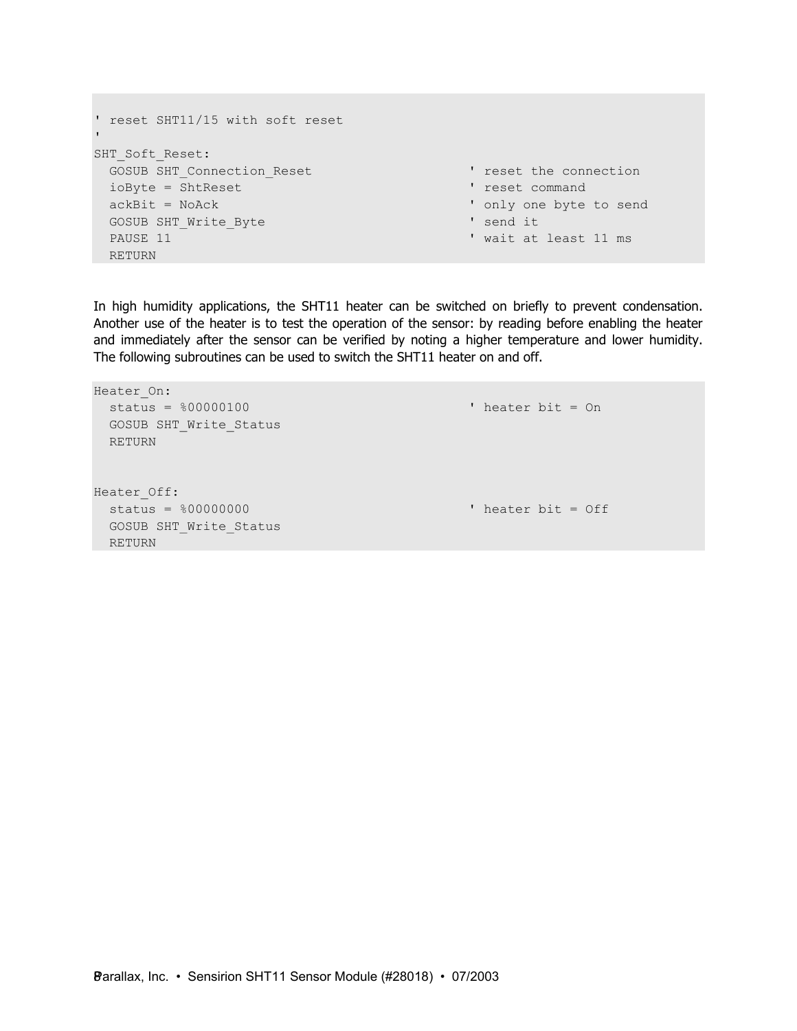```
' reset SHT11/15 with soft reset
'
SHT_Soft_Reset:
  GOSUB SHT_Connection_Reset                    ' reset the connection
  ioByte = ShtReset                             ' reset command
  ackBit = NoAck                                ' only one byte to send
  GOSUB SHT_Write_Byte                          ' send it
  PAUSE 11                                      ' wait at least 11 ms
  RETURN
```

In high humidity applications, the SHT11 heater can be switched on briefly to prevent condensation. Another use of the heater is to test the operation of the sensor: by reading before enabling the heater and immediately after the sensor can be verified by noting a higher temperature and lower humidity. The following subroutines can be used to switch the SHT11 heater on and off.

```
Heater_On:
  status = %00000100                            ' heater bit = On
  GOSUB SHT_Write_Status
  RETURN


Heater_Off:
  status = %00000000                            ' heater bit = Off
  GOSUB SHT_Write_Status
  RETURN
```